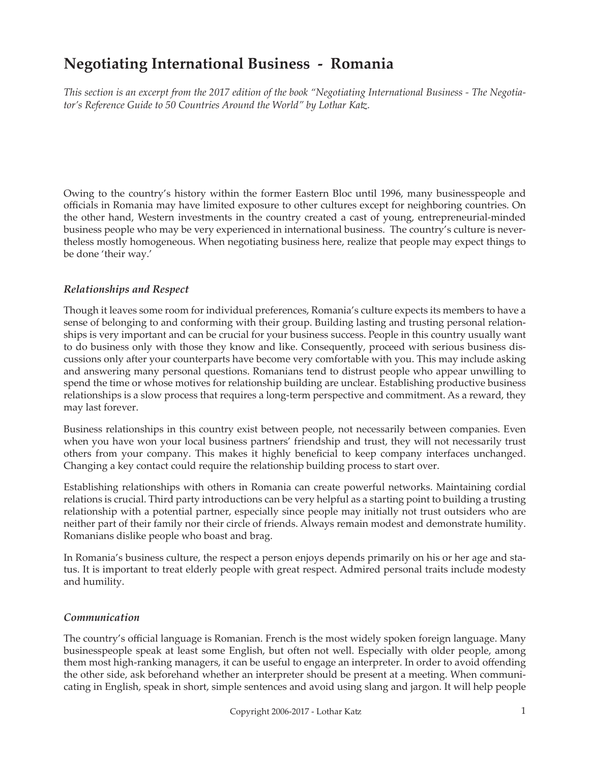# Negotiating International Business - Romania

*This section is an excerpt from the 2017 edition of the book "Negotiating International Business - The Negotiator's Reference Guide to 50 Countries Around the World" by Lothar Katz.*

Owing to the country's history within the former Eastern Bloc until 1996, many businesspeople and officials in Romania may have limited exposure to other cultures except for neighboring countries. On the other hand, Western investments in the country created a cast of young, entrepreneurial-minded business people who may be very experienced in international business. The country's culture is nevertheless mostly homogeneous. When negotiating business here, realize that people may expect things to be done 'their way.'

### *Relationships and Respect*

Though it leaves some room for individual preferences, Romania's culture expects its members to have a sense of belonging to and conforming with their group. Building lasting and trusting personal relationships is very important and can be crucial for your business success. People in this country usually want to do business only with those they know and like. Consequently, proceed with serious business discussions only after your counterparts have become very comfortable with you. This may include asking and answering many personal questions. Romanians tend to distrust people who appear unwilling to spend the time or whose motives for relationship building are unclear. Establishing productive business relationships is a slow process that requires a long-term perspective and commitment. As a reward, they may last forever.

Business relationships in this country exist between people, not necessarily between companies. Even when you have won your local business partners' friendship and trust, they will not necessarily trust others from your company. This makes it highly beneficial to keep company interfaces unchanged. Changing a key contact could require the relationship building process to start over.

Establishing relationships with others in Romania can create powerful networks. Maintaining cordial relations is crucial. Third party introductions can be very helpful as a starting point to building a trusting relationship with a potential partner, especially since people may initially not trust outsiders who are neither part of their family nor their circle of friends. Always remain modest and demonstrate humility. Romanians dislike people who boast and brag.

In Romania's business culture, the respect a person enjoys depends primarily on his or her age and status. It is important to treat elderly people with great respect. Admired personal traits include modesty and humility.

### *Communication*

The country's official language is Romanian. French is the most widely spoken foreign language. Many businesspeople speak at least some English, but often not well. Especially with older people, among them most high-ranking managers, it can be useful to engage an interpreter. In order to avoid offending the other side, ask beforehand whether an interpreter should be present at a meeting. When communicating in English, speak in short, simple sentences and avoid using slang and jargon. It will help people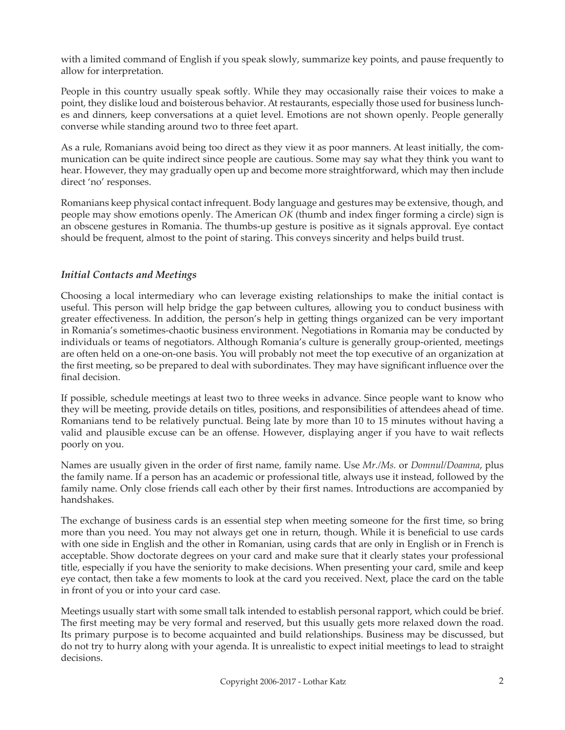with a limited command of English if you speak slowly, summarize key points, and pause frequently to allow for interpretation.

People in this country usually speak softly. While they may occasionally raise their voices to make a point, they dislike loud and boisterous behavior. At restaurants, especially those used for business lunches and dinners, keep conversations at a quiet level. Emotions are not shown openly. People generally converse while standing around two to three feet apart.

As a rule, Romanians avoid being too direct as they view it as poor manners. At least initially, the communication can be quite indirect since people are cautious. Some may say what they think you want to hear. However, they may gradually open up and become more straightforward, which may then include direct 'no' responses.

Romanians keep physical contact infrequent. Body language and gestures may be extensive, though, and people may show emotions openly. The American *OK* (thumb and index finger forming a circle) sign is an obscene gestures in Romania. The thumbs-up gesture is positive as it signals approval. Eye contact should be frequent, almost to the point of staring. This conveys sincerity and helps build trust.

### *Initial Contacts and Meetings*

Choosing a local intermediary who can leverage existing relationships to make the initial contact is useful. This person will help bridge the gap between cultures, allowing you to conduct business with greater effectiveness. In addition, the person's help in getting things organized can be very important in Romania's sometimes-chaotic business environment. Negotiations in Romania may be conducted by individuals or teams of negotiators. Although Romania's culture is generally group-oriented, meetings are often held on a one-on-one basis. You will probably not meet the top executive of an organization at the first meeting, so be prepared to deal with subordinates. They may have significant influence over the final decision.

If possible, schedule meetings at least two to three weeks in advance. Since people want to know who they will be meeting, provide details on titles, positions, and responsibilities of attendees ahead of time. Romanians tend to be relatively punctual. Being late by more than 10 to 15 minutes without having a valid and plausible excuse can be an offense. However, displaying anger if you have to wait reflects poorly on you.

Names are usually given in the order of first name, family name. Use *Mr./Ms.* or *Domnul/Doamna*, plus the family name. If a person has an academic or professional title, always use it instead, followed by the family name. Only close friends call each other by their first names. Introductions are accompanied by handshakes.

The exchange of business cards is an essential step when meeting someone for the first time, so bring more than you need. You may not always get one in return, though. While it is beneficial to use cards with one side in English and the other in Romanian, using cards that are only in English or in French is acceptable. Show doctorate degrees on your card and make sure that it clearly states your professional title, especially if you have the seniority to make decisions. When presenting your card, smile and keep eye contact, then take a few moments to look at the card you received. Next, place the card on the table in front of you or into your card case.

Meetings usually start with some small talk intended to establish personal rapport, which could be brief. The first meeting may be very formal and reserved, but this usually gets more relaxed down the road. Its primary purpose is to become acquainted and build relationships. Business may be discussed, but do not try to hurry along with your agenda. It is unrealistic to expect initial meetings to lead to straight decisions.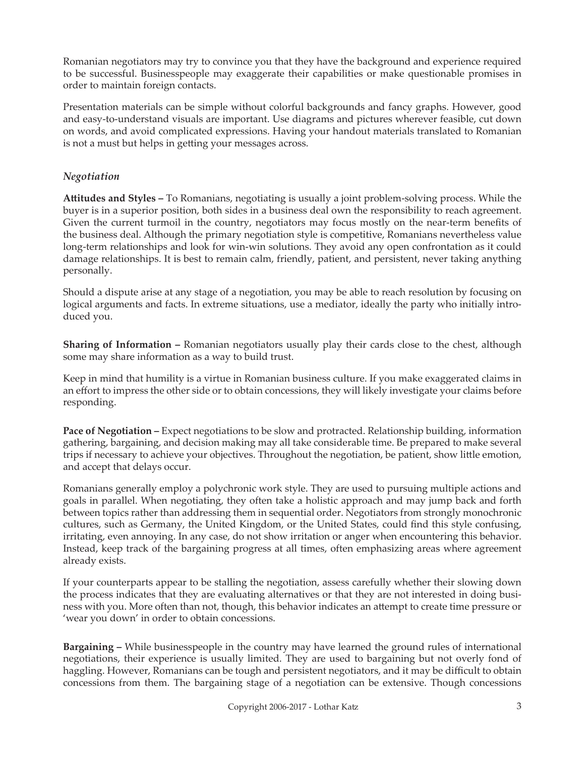Romanian negotiators may try to convince you that they have the background and experience required to be successful. Businesspeople may exaggerate their capabilities or make questionable promises in order to maintain foreign contacts.

Presentation materials can be simple without colorful backgrounds and fancy graphs. However, good and easy-to-understand visuals are important. Use diagrams and pictures wherever feasible, cut down on words, and avoid complicated expressions. Having your handout materials translated to Romanian is not a must but helps in getting your messages across.

### *Negotiation*

**Attitudes and Styles –** To Romanians, negotiating is usually a joint problem-solving process. While the buyer is in a superior position, both sides in a business deal own the responsibility to reach agreement. Given the current turmoil in the country, negotiators may focus mostly on the near-term benefits of the business deal. Although the primary negotiation style is competitive, Romanians nevertheless value long-term relationships and look for win-win solutions. They avoid any open confrontation as it could damage relationships. It is best to remain calm, friendly, patient, and persistent, never taking anything personally.

Should a dispute arise at any stage of a negotiation, you may be able to reach resolution by focusing on logical arguments and facts. In extreme situations, use a mediator, ideally the party who initially introduced you.

**Sharing of Information –** Romanian negotiators usually play their cards close to the chest, although some may share information as a way to build trust.

Keep in mind that humility is a virtue in Romanian business culture. If you make exaggerated claims in an effort to impress the other side or to obtain concessions, they will likely investigate your claims before responding.

**Pace of Negotiation –** Expect negotiations to be slow and protracted. Relationship building, information gathering, bargaining, and decision making may all take considerable time. Be prepared to make several trips if necessary to achieve your objectives. Throughout the negotiation, be patient, show little emotion, and accept that delays occur.

Romanians generally employ a polychronic work style. They are used to pursuing multiple actions and goals in parallel. When negotiating, they often take a holistic approach and may jump back and forth between topics rather than addressing them in sequential order. Negotiators from strongly monochronic cultures, such as Germany, the United Kingdom, or the United States, could find this style confusing, irritating, even annoying. In any case, do not show irritation or anger when encountering this behavior. Instead, keep track of the bargaining progress at all times, often emphasizing areas where agreement already exists.

If your counterparts appear to be stalling the negotiation, assess carefully whether their slowing down the process indicates that they are evaluating alternatives or that they are not interested in doing business with you. More often than not, though, this behavior indicates an attempt to create time pressure or 'wear you down' in order to obtain concessions.

**Bargaining –** While businesspeople in the country may have learned the ground rules of international negotiations, their experience is usually limited. They are used to bargaining but not overly fond of haggling. However, Romanians can be tough and persistent negotiators, and it may be difficult to obtain concessions from them. The bargaining stage of a negotiation can be extensive. Though concessions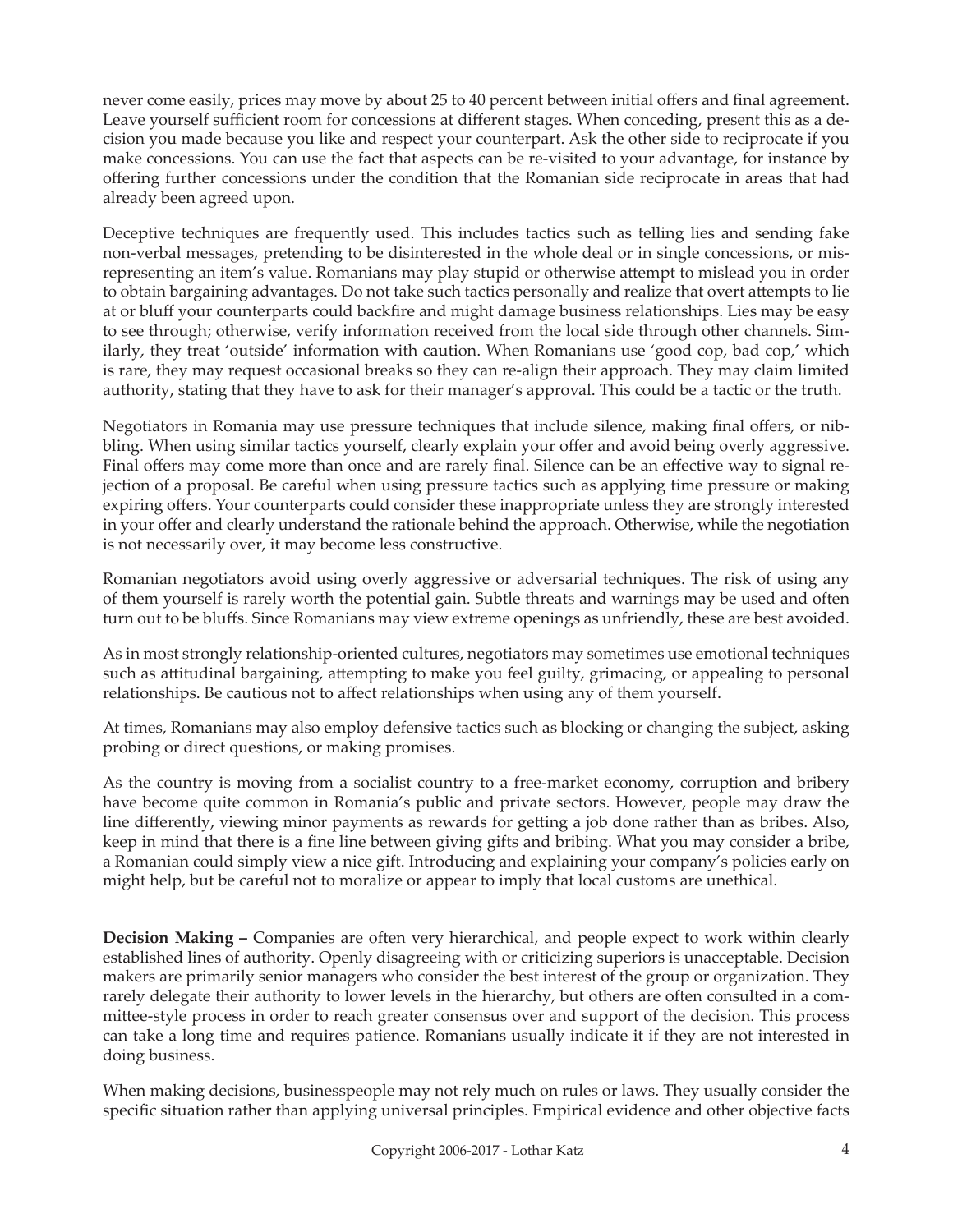never come easily, prices may move by about 25 to 40 percent between initial offers and final agreement. Leave yourself sufficient room for concessions at different stages. When conceding, present this as a decision you made because you like and respect your counterpart. Ask the other side to reciprocate if you make concessions. You can use the fact that aspects can be re-visited to your advantage, for instance by offering further concessions under the condition that the Romanian side reciprocate in areas that had already been agreed upon.

Deceptive techniques are frequently used. This includes tactics such as telling lies and sending fake non-verbal messages, pretending to be disinterested in the whole deal or in single concessions, or misrepresenting an item's value. Romanians may play stupid or otherwise attempt to mislead you in order to obtain bargaining advantages. Do not take such tactics personally and realize that overt attempts to lie at or bluff your counterparts could backfire and might damage business relationships. Lies may be easy to see through; otherwise, verify information received from the local side through other channels. Similarly, they treat 'outside' information with caution. When Romanians use 'good cop, bad cop,' which is rare, they may request occasional breaks so they can re-align their approach. They may claim limited authority, stating that they have to ask for their manager's approval. This could be a tactic or the truth.

Negotiators in Romania may use pressure techniques that include silence, making final offers, or nibbling. When using similar tactics yourself, clearly explain your offer and avoid being overly aggressive. Final offers may come more than once and are rarely final. Silence can be an effective way to signal rejection of a proposal. Be careful when using pressure tactics such as applying time pressure or making expiring offers. Your counterparts could consider these inappropriate unless they are strongly interested in your offer and clearly understand the rationale behind the approach. Otherwise, while the negotiation is not necessarily over, it may become less constructive.

Romanian negotiators avoid using overly aggressive or adversarial techniques. The risk of using any of them yourself is rarely worth the potential gain. Subtle threats and warnings may be used and often turn out to be bluffs. Since Romanians may view extreme openings as unfriendly, these are best avoided.

As in most strongly relationship-oriented cultures, negotiators may sometimes use emotional techniques such as attitudinal bargaining, attempting to make you feel guilty, grimacing, or appealing to personal relationships. Be cautious not to affect relationships when using any of them yourself.

At times, Romanians may also employ defensive tactics such as blocking or changing the subject, asking probing or direct questions, or making promises.

As the country is moving from a socialist country to a free-market economy, corruption and bribery have become quite common in Romania's public and private sectors. However, people may draw the line differently, viewing minor payments as rewards for getting a job done rather than as bribes. Also, keep in mind that there is a fine line between giving gifts and bribing. What you may consider a bribe, a Romanian could simply view a nice gift. Introducing and explaining your company's policies early on might help, but be careful not to moralize or appear to imply that local customs are unethical.

**Decision Making –** Companies are often very hierarchical, and people expect to work within clearly established lines of authority. Openly disagreeing with or criticizing superiors is unacceptable. Decision makers are primarily senior managers who consider the best interest of the group or organization. They rarely delegate their authority to lower levels in the hierarchy, but others are often consulted in a committee-style process in order to reach greater consensus over and support of the decision. This process can take a long time and requires patience. Romanians usually indicate it if they are not interested in doing business.

When making decisions, businesspeople may not rely much on rules or laws. They usually consider the specific situation rather than applying universal principles. Empirical evidence and other objective facts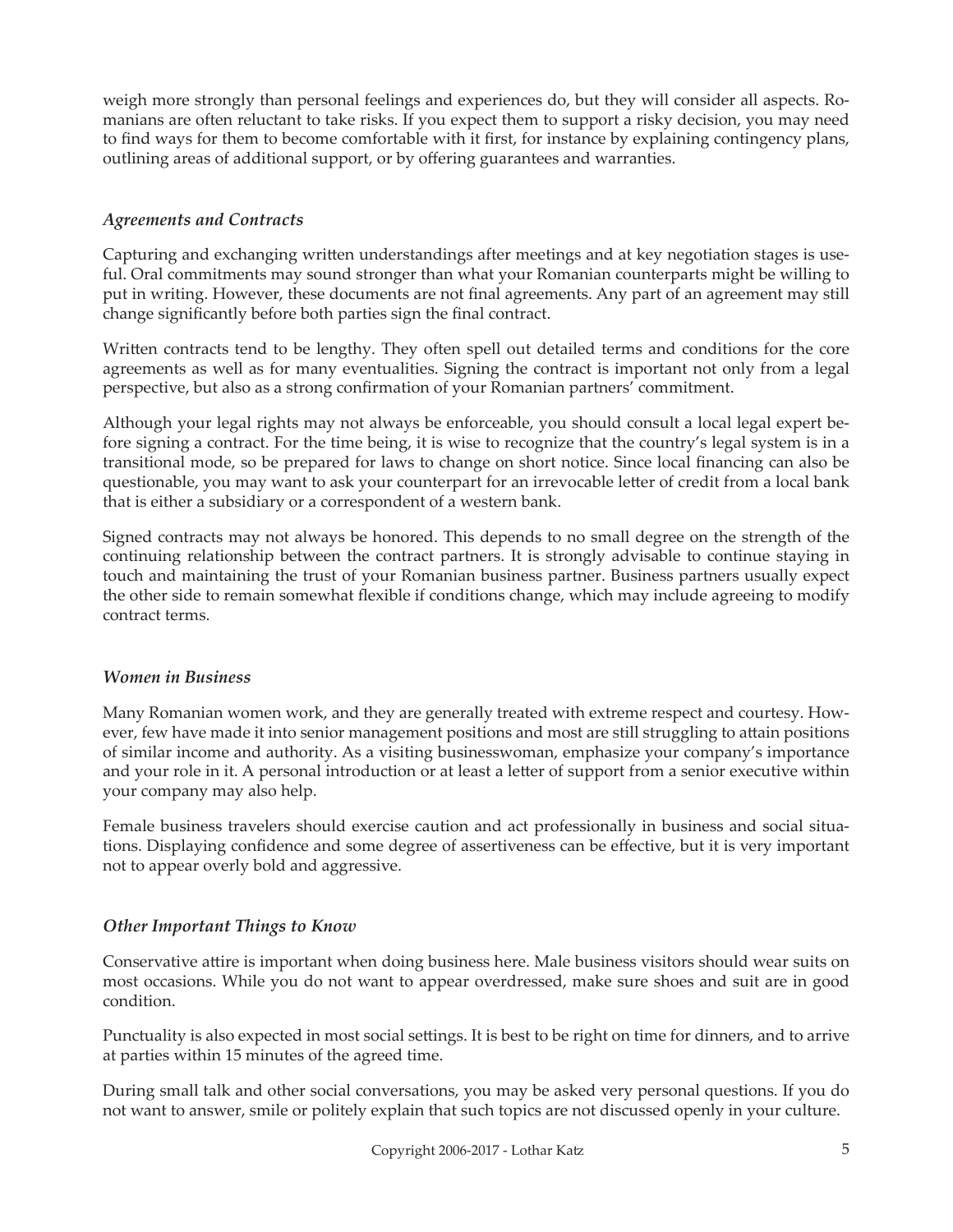weigh more strongly than personal feelings and experiences do, but they will consider all aspects. Romanians are often reluctant to take risks. If you expect them to support a risky decision, you may need to find ways for them to become comfortable with it first, for instance by explaining contingency plans, outlining areas of additional support, or by offering guarantees and warranties.

### *Agreements and Contracts*

Capturing and exchanging written understandings after meetings and at key negotiation stages is useful. Oral commitments may sound stronger than what your Romanian counterparts might be willing to put in writing. However, these documents are not final agreements. Any part of an agreement may still change significantly before both parties sign the final contract.

Written contracts tend to be lengthy. They often spell out detailed terms and conditions for the core agreements as well as for many eventualities. Signing the contract is important not only from a legal perspective, but also as a strong confirmation of your Romanian partners' commitment.

Although your legal rights may not always be enforceable, you should consult a local legal expert before signing a contract. For the time being, it is wise to recognize that the country's legal system is in a transitional mode, so be prepared for laws to change on short notice. Since local financing can also be questionable, you may want to ask your counterpart for an irrevocable letter of credit from a local bank that is either a subsidiary or a correspondent of a western bank.

Signed contracts may not always be honored. This depends to no small degree on the strength of the continuing relationship between the contract partners. It is strongly advisable to continue staying in touch and maintaining the trust of your Romanian business partner. Business partners usually expect the other side to remain somewhat flexible if conditions change, which may include agreeing to modify contract terms.

### *Women in Business*

Many Romanian women work, and they are generally treated with extreme respect and courtesy. However, few have made it into senior management positions and most are still struggling to attain positions of similar income and authority. As a visiting businesswoman, emphasize your company's importance and your role in it. A personal introduction or at least a letter of support from a senior executive within your company may also help.

Female business travelers should exercise caution and act professionally in business and social situations. Displaying confidence and some degree of assertiveness can be effective, but it is very important not to appear overly bold and aggressive.

### *Other Important Things to Know*

Conservative attire is important when doing business here. Male business visitors should wear suits on most occasions. While you do not want to appear overdressed, make sure shoes and suit are in good condition.

Punctuality is also expected in most social settings. It is best to be right on time for dinners, and to arrive at parties within 15 minutes of the agreed time.

During small talk and other social conversations, you may be asked very personal questions. If you do not want to answer, smile or politely explain that such topics are not discussed openly in your culture.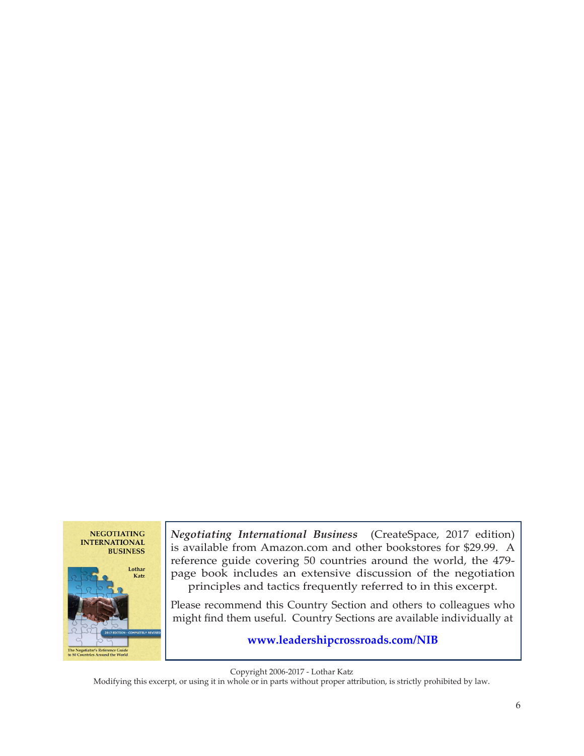*Negotiating International Business* (CreateSpace, 2017 edition) is available from Amazon.com and other bookstores for $29.99. A reference guide covering 50 countries around the world, the 479-page book includes an extensive discussion of the negotiation principles and tactics frequently referred to in this excerpt.

Please recommend this Country Section and others to colleagues who might find them useful. Country Sections are available individually at

**www.leadershipcrossroads.com/NIB**

Copyright 2006-2017 - Lothar Katz

Modifying this excerpt, or using it in whole or in parts without proper attribution, is strictly prohibited by law.